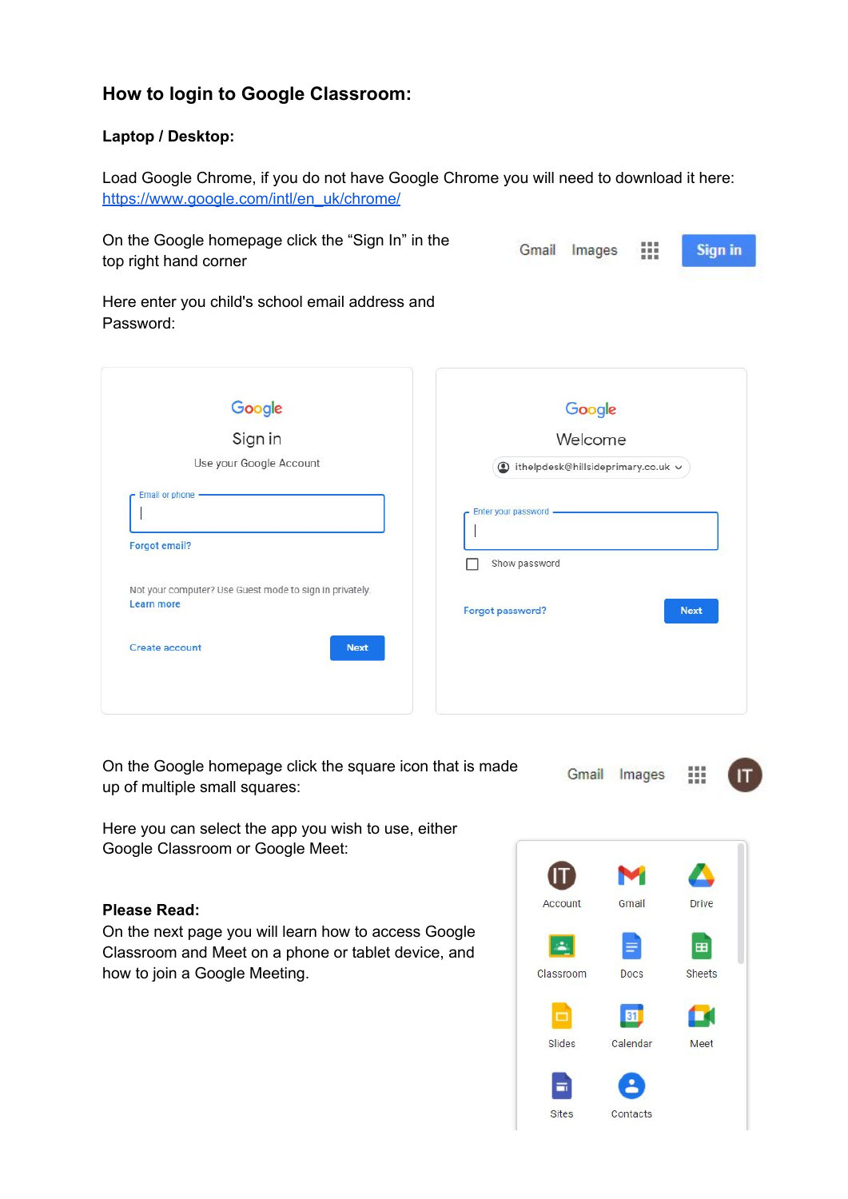## How to login to Google Classroom:

**Laptop / Desktop:**

Load Google Chrome, if you do not have Google Chrome you will need to download it here: [https://www.google.com/intl/en_uk/chrome/](https://www.google.com/intl/en_uk/chrome/)

On the Google homepage click the "Sign In" in the top right hand corner

Here enter you child's school email address and Password:

On the Google homepage click the square icon that is made up of multiple small squares:

Here you can select the app you wish to use, either Google Classroom or Google Meet:

**Please Read:**

On the next page you will learn how to access Google Classroom and Meet on a phone or tablet device, and how to join a Google Meeting.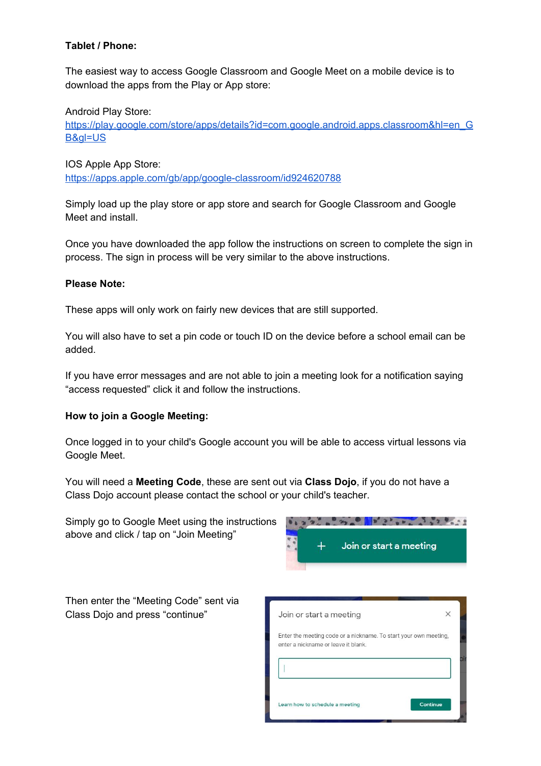**Tablet / Phone:**

The easiest way to access Google Classroom and Google Meet on a mobile device is to download the apps from the Play or App store:

Android Play Store:
https://play.google.com/store/apps/details?id=com.google.android.apps.classroom&hl=en_GB&gl=US

IOS Apple App Store:
https://apps.apple.com/gb/app/google-classroom/id924620788

Simply load up the play store or app store and search for Google Classroom and Google Meet and install.

Once you have downloaded the app follow the instructions on screen to complete the sign in process. The sign in process will be very similar to the above instructions.

**Please Note:**

These apps will only work on fairly new devices that are still supported.

You will also have to set a pin code or touch ID on the device before a school email can be added.

If you have error messages and are not able to join a meeting look for a notification saying “access requested” click it and follow the instructions.

**How to join a Google Meeting:**

Once logged in to your child's Google account you will be able to access virtual lessons via Google Meet.

You will need a **Meeting Code**, these are sent out via **Class Dojo**, if you do not have a Class Dojo account please contact the school or your child's teacher.

Simply go to Google Meet using the instructions above and click / tap on “Join Meeting”

Then enter the “Meeting Code” sent via Class Dojo and press “continue”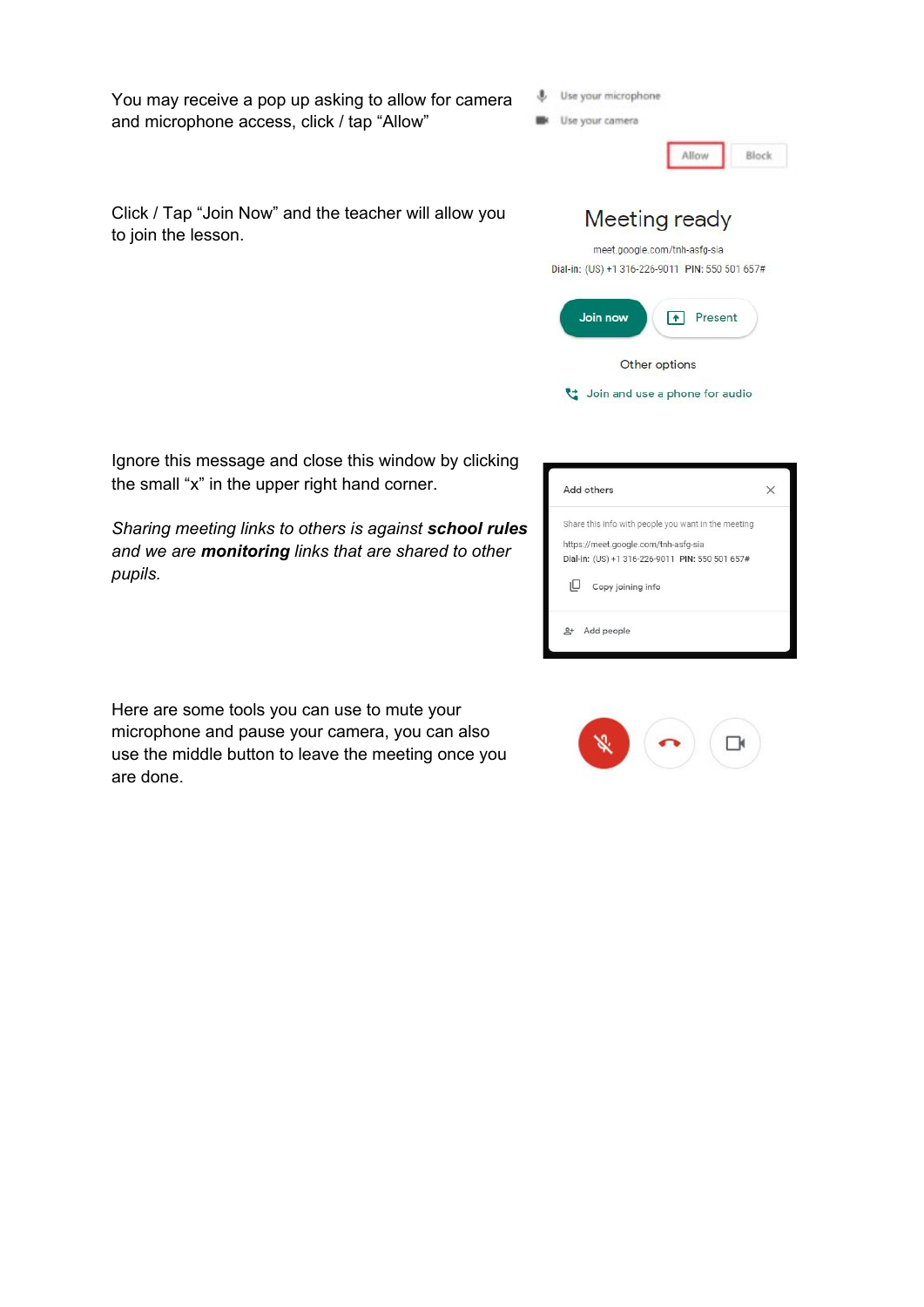You may receive a pop up asking to allow for camera and microphone access, click / tap "Allow"

Use your microphone

Use your camera

Allow Block

Click / Tap "Join Now" and the teacher will allow you to join the lesson.

Meeting ready

meet.google.com/tnh-asfg-sia

Dial-in: (US) +1 316-226-9011 PIN: 550 501 657#

Join now Present

Other options

Join and use a phone for audio

Ignore this message and close this window by clicking the small "x" in the upper right hand corner.

*Sharing meeting links to others is against **school rules** and we are **monitoring** links that are shared to other pupils.*

Add others

Share this info with people you want in the meeting

https://meet.google.com/tnh-asfg-sia

Dial-in: (US) +1 316-226-9011 PIN: 550 501 657#

Copy joining info

Add people

Here are some tools you can use to mute your microphone and pause your camera, you can also use the middle button to leave the meeting once you are done.